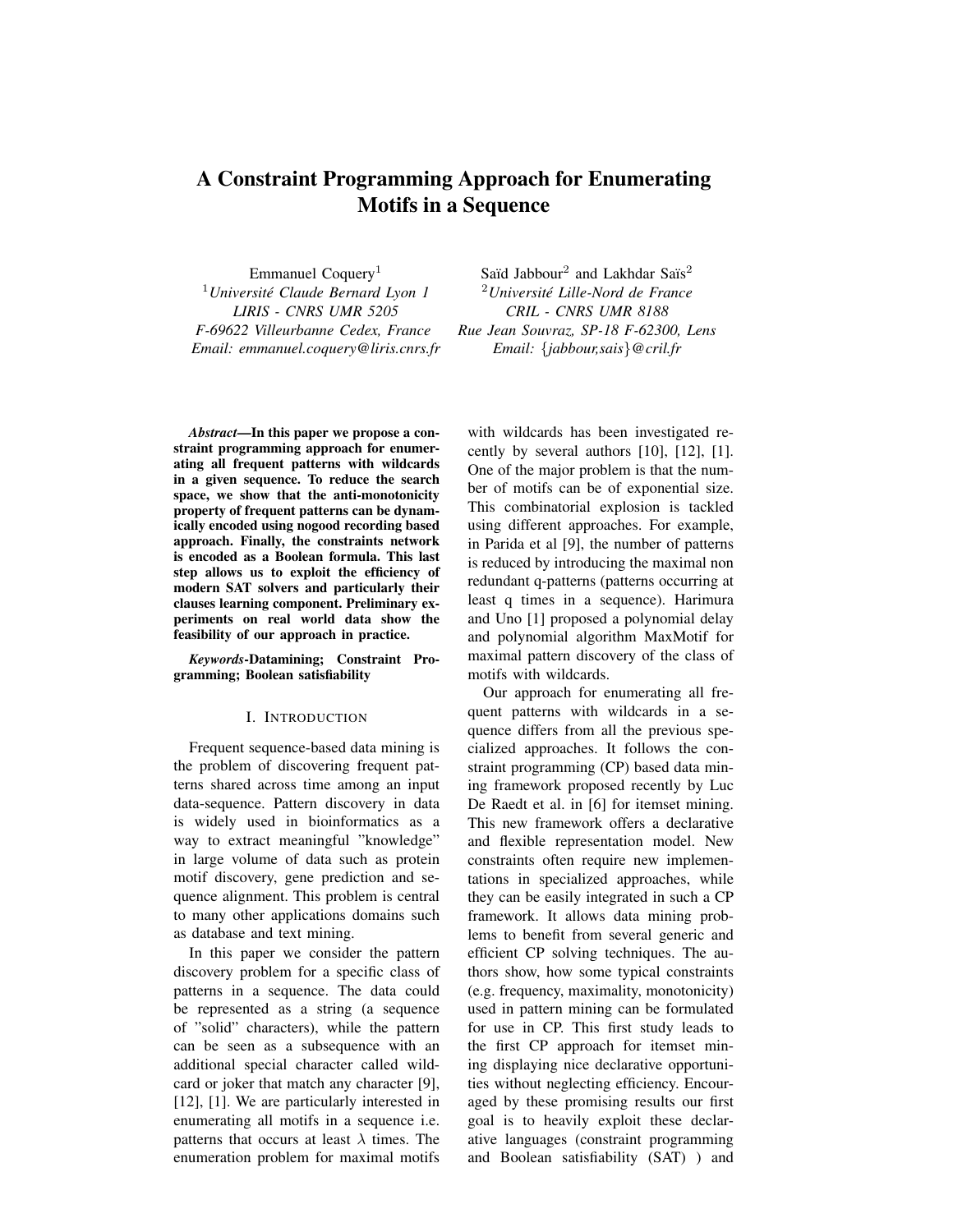# A Constraint Programming Approach for Enumerating Motifs in a Sequence

Emmanuel Coquery[1]
[1] *Université Claude Bernard Lyon 1*
*LIRIS - CNRS UMR 5205*
*F-69622 Villeurbanne Cedex, France*
*Email: emmanuel.coquery@liris.cnrs.fr*

Saïd Jabbour[2] and Lakhdar Saïs[2]
[2] *Université Lille-Nord de France*
*CRIL - CNRS UMR 8188*
*Rue Jean Souvraz, SP-18 F-62300, Lens*
*Email: {jabbour,sais}@cril.fr*

***Abstract*—In this paper we propose a constraint programming approach for enumerating all frequent patterns with wildcards in a given sequence. To reduce the search space, we show that the anti-monotonicity property of frequent patterns can be dynamically encoded using nogood recording based approach. Finally, the constraints network is encoded as a Boolean formula. This last step allows us to exploit the efficiency of modern SAT solvers and particularly their clauses learning component. Preliminary experiments on real world data show the feasibility of our approach in practice.**

***Keywords*-Datamining; Constraint Programming; Boolean satisfiability**

## I. Introduction

Frequent sequence-based data mining is the problem of discovering frequent patterns shared across time among an input data-sequence. Pattern discovery in data is widely used in bioinformatics as a way to extract meaningful "knowledge" in large volume of data such as protein motif discovery, gene prediction and sequence alignment. This problem is central to many other applications domains such as database and text mining.

In this paper we consider the pattern discovery problem for a specific class of patterns in a sequence. The data could be represented as a string (a sequence of "solid" characters), while the pattern can be seen as a subsequence with an additional special character called wildcard or joker that match any character [9], [12], [1]. We are particularly interested in enumerating all motifs in a sequence i.e. patterns that occurs at least $\lambda$ times. The enumeration problem for maximal motifs with wildcards has been investigated recently by several authors [10], [12], [1]. One of the major problem is that the number of motifs can be of exponential size. This combinatorial explosion is tackled using different approaches. For example, in Parida et al [9], the number of patterns is reduced by introducing the maximal non redundant q-patterns (patterns occurring at least q times in a sequence). Harimura and Uno [1] proposed a polynomial delay and polynomial algorithm MaxMotif for maximal pattern discovery of the class of motifs with wildcards.

Our approach for enumerating all frequent patterns with wildcards in a sequence differs from all the previous specialized approaches. It follows the constraint programming (CP) based data mining framework proposed recently by Luc De Raedt et al. in [6] for itemset mining. This new framework offers a declarative and flexible representation model. New constraints often require new implementations in specialized approaches, while they can be easily integrated in such a CP framework. It allows data mining problems to benefit from several generic and efficient CP solving techniques. The authors show, how some typical constraints (e.g. frequency, maximality, monotonicity) used in pattern mining can be formulated for use in CP. This first study leads to the first CP approach for itemset mining displaying nice declarative opportunities without neglecting efficiency. Encouraged by these promising results our first goal is to heavily exploit these declarative languages (constraint programming and Boolean satisfiability (SAT) ) and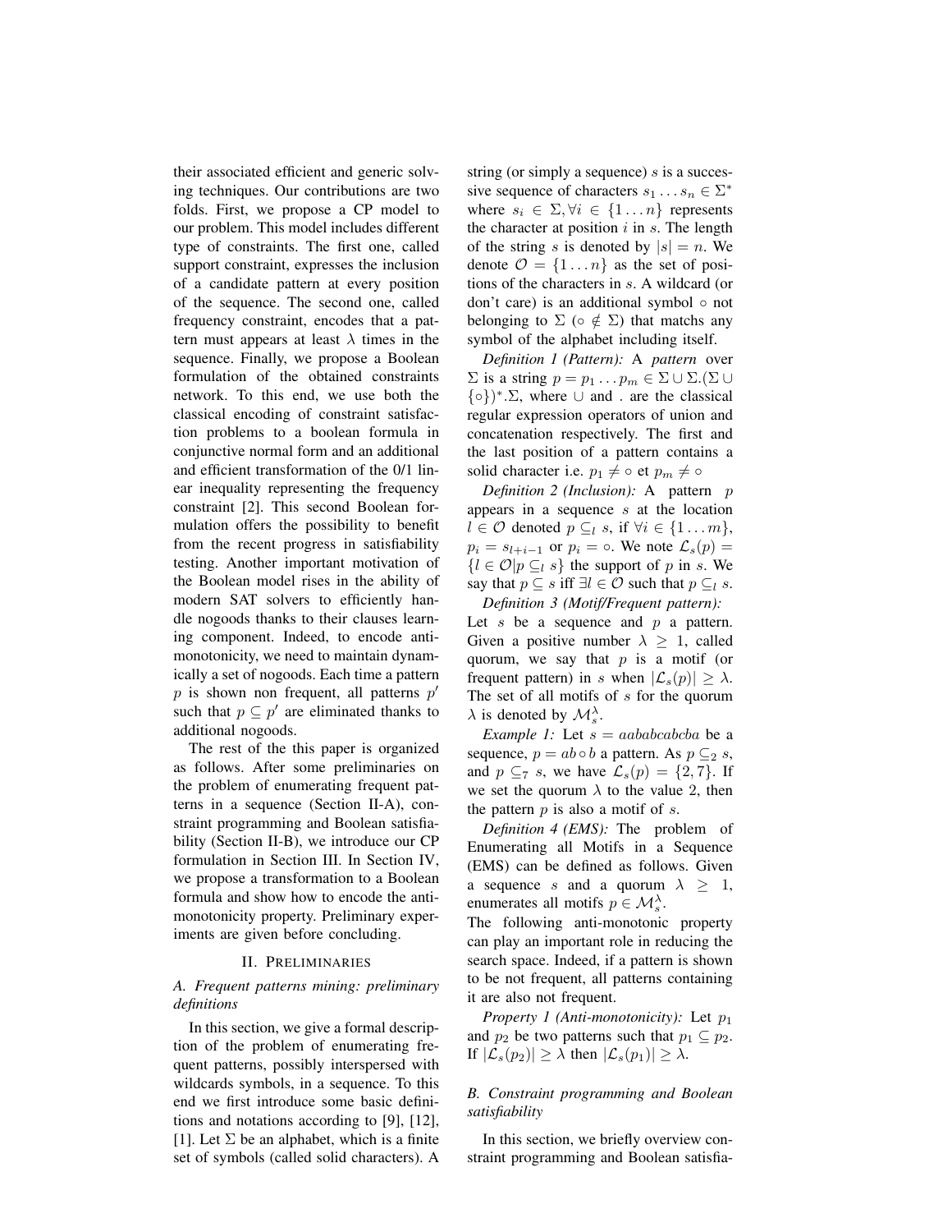their associated efficient and generic solving techniques. Our contributions are two folds. First, we propose a CP model to our problem. This model includes different type of constraints. The first one, called support constraint, expresses the inclusion of a candidate pattern at every position of the sequence. The second one, called frequency constraint, encodes that a pattern must appears at least $\lambda$ times in the sequence. Finally, we propose a Boolean formulation of the obtained constraints network. To this end, we use both the classical encoding of constraint satisfaction problems to a boolean formula in conjunctive normal form and an additional and efficient transformation of the 0/1 linear inequality representing the frequency constraint [2]. This second Boolean formulation offers the possibility to benefit from the recent progress in satisfiability testing. Another important motivation of the Boolean model rises in the ability of modern SAT solvers to efficiently handle nogoods thanks to their clauses learning component. Indeed, to encode anti-monotonicity, we need to maintain dynamically a set of nogoods. Each time a pattern $p$ is shown non frequent, all patterns $p'$ such that $p \subseteq p'$ are eliminated thanks to additional nogoods.

The rest of the this paper is organized as follows. After some preliminaries on the problem of enumerating frequent patterns in a sequence (Section II-A), constraint programming and Boolean satisfiability (Section II-B), we introduce our CP formulation in Section III. In Section IV, we propose a transformation to a Boolean formula and show how to encode the anti-monotonicity property. Preliminary experiments are given before concluding.

## II. Preliminaries

### A. Frequent patterns mining: preliminary definitions

In this section, we give a formal description of the problem of enumerating frequent patterns, possibly interspersed with wildcards symbols, in a sequence. To this end we first introduce some basic definitions and notations according to [9], [12], [1]. Let $\Sigma$ be an alphabet, which is a finite set of symbols (called solid characters). A string (or simply a sequence) $s$ is a successive sequence of characters $s_1 \dots s_n \in \Sigma^*$ where $s_i \in \Sigma, \forall i \in \{1 \dots n\}$ represents the character at position $i$ in $s$. The length of the string $s$ is denoted by $|s| = n$. We denote $\mathcal{O} = \{1 \dots n\}$ as the set of positions of the characters in $s$. A wildcard (or don't care) is an additional symbol $\circ$ not belonging to $\Sigma$ ($\circ \notin \Sigma$) that matchs any symbol of the alphabet including itself.

*Definition 1 (Pattern):* A *pattern* over $\Sigma$ is a string $p = p_1 \dots p_m \in \Sigma \cup \Sigma.(\Sigma \cup \{\circ\})^*.\Sigma$, where $\cup$ and $.$ are the classical regular expression operators of union and concatenation respectively. The first and the last position of a pattern contains a solid character i.e. $p_1 \neq \circ$ et $p_m \neq \circ$

*Definition 2 (Inclusion):* A pattern $p$ appears in a sequence $s$ at the location $l \in \mathcal{O}$ denoted $p \subseteq_l s$, if $\forall i \in \{1 \dots m\}$, $p_i = s_{l+i-1}$ or $p_i = \circ$. We note $\mathcal{L}_s(p) = \{l \in \mathcal{O} | p \subseteq_l s\}$ the support of $p$ in $s$. We say that $p \subseteq s$ iff $\exists l \in \mathcal{O}$ such that $p \subseteq_l s$.

*Definition 3 (Motif/Frequent pattern):* Let $s$ be a sequence and $p$ a pattern. Given a positive number $\lambda \geq 1$, called quorum, we say that $p$ is a motif (or frequent pattern) in $s$ when $|\mathcal{L}_s(p)| \geq \lambda$. The set of all motifs of $s$ for the quorum $\lambda$ is denoted by $\mathcal{M}_s^\lambda$.

*Example 1:* Let $s = aababcabcba$ be a sequence, $p = ab \circ b$ a pattern. As $p \subseteq_2 s$, and $p \subseteq_7 s$, we have $\mathcal{L}_s(p) = \{2, 7\}$. If we set the quorum $\lambda$ to the value 2, then the pattern $p$ is also a motif of $s$.

*Definition 4 (EMS):* The problem of Enumerating all Motifs in a Sequence (EMS) can be defined as follows. Given a sequence $s$ and a quorum $\lambda \geq 1$, enumerates all motifs $p \in \mathcal{M}_s^\lambda$.

The following anti-monotonic property can play an important role in reducing the search space. Indeed, if a pattern is shown to be not frequent, all patterns containing it are also not frequent.

*Property 1 (Anti-monotonicity):* Let $p_1$ and $p_2$ be two patterns such that $p_1 \subseteq p_2$. If $|\mathcal{L}_s(p_2)| \geq \lambda$ then $|\mathcal{L}_s(p_1)| \geq \lambda$.

### B. Constraint programming and Boolean satisfiability

In this section, we briefly overview constraint programming and Boolean satisfia-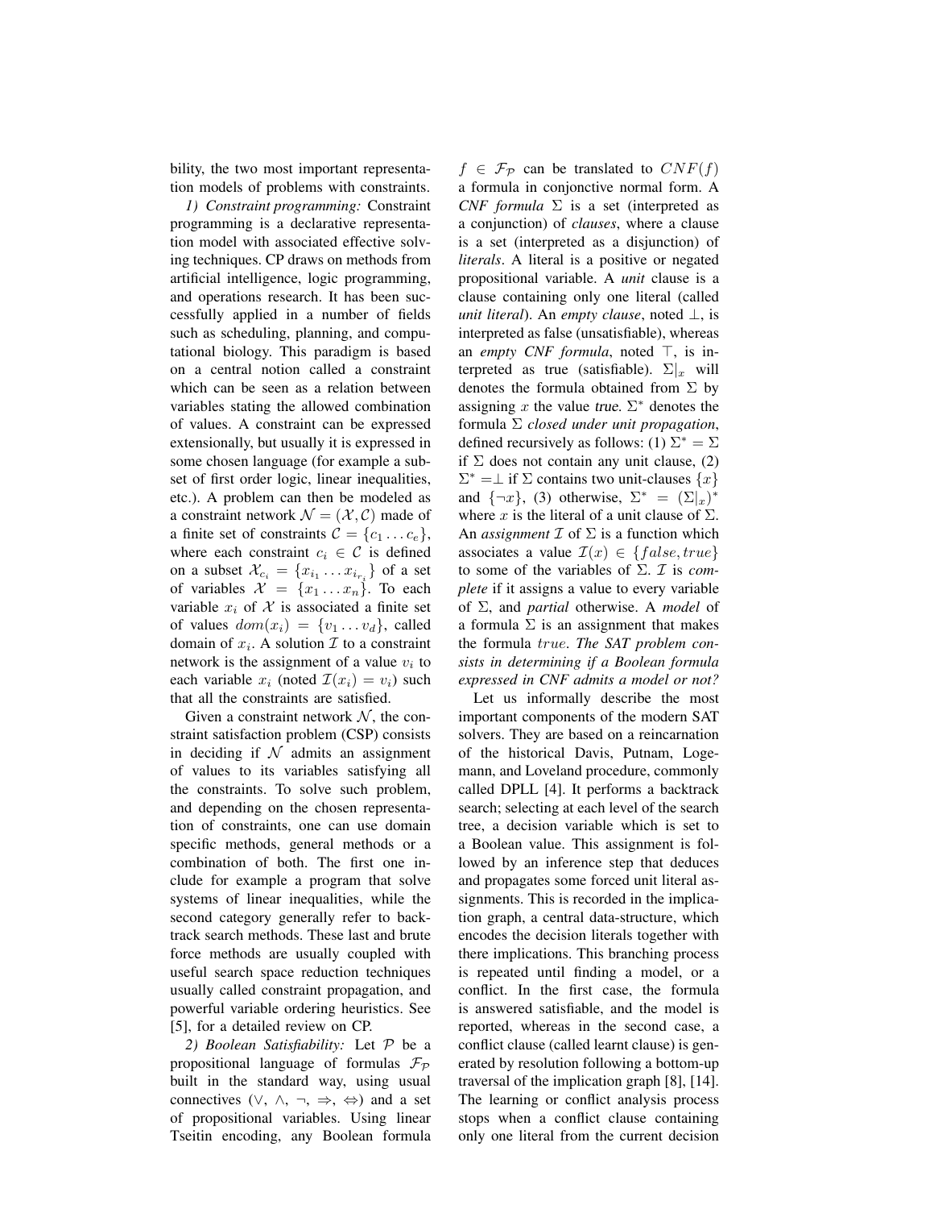bility, the two most important representation models of problems with constraints.

*1) Constraint programming:* Constraint programming is a declarative representation model with associated effective solving techniques. CP draws on methods from artificial intelligence, logic programming, and operations research. It has been successfully applied in a number of fields such as scheduling, planning, and computational biology. This paradigm is based on a central notion called a constraint which can be seen as a relation between variables stating the allowed combination of values. A constraint can be expressed extensionally, but usually it is expressed in some chosen language (for example a subset of first order logic, linear inequalities, etc.). A problem can then be modeled as a constraint network $\mathcal{N} = (\mathcal{X}, \mathcal{C})$ made of a finite set of constraints $\mathcal{C} = \{c_1 \dots c_e\}$, where each constraint $c_i \in \mathcal{C}$ is defined on a subset $\mathcal{X}_{c_i} = \{x_{i_1} \dots x_{i_{r_i}}\}$ of a set of variables $\mathcal{X} = \{x_1 \dots x_n\}$. To each variable $x_i$ of $\mathcal{X}$ is associated a finite set of values $dom(x_i) = \{v_1 \dots v_d\}$, called domain of $x_i$. A solution $\mathcal{I}$ to a constraint network is the assignment of a value $v_i$ to each variable $x_i$ (noted $\mathcal{I}(x_i) = v_i$) such that all the constraints are satisfied.

Given a constraint network $\mathcal{N}$, the constraint satisfaction problem (CSP) consists in deciding if $\mathcal{N}$ admits an assignment of values to its variables satisfying all the constraints. To solve such problem, and depending on the chosen representation of constraints, one can use domain specific methods, general methods or a combination of both. The first one include for example a program that solve systems of linear inequalities, while the second category generally refer to backtrack search methods. These last and brute force methods are usually coupled with useful search space reduction techniques usually called constraint propagation, and powerful variable ordering heuristics. See [5], for a detailed review on CP.

*2) Boolean Satisfiability:* Let $\mathcal{P}$ be a propositional language of formulas $\mathcal{F}_\mathcal{P}$ built in the standard way, using usual connectives ($\vee$, $\wedge$, $\neg$, $\Rightarrow$, $\Leftrightarrow$) and a set of propositional variables. Using linear Tseitin encoding, any Boolean formula $f \in \mathcal{F}_\mathcal{P}$ can be translated to $CNF(f)$ a formula in conjonctive normal form. A *CNF formula* $\Sigma$ is a set (interpreted as a conjunction) of *clauses*, where a clause is a set (interpreted as a disjunction) of *literals*. A literal is a positive or negated propositional variable. A *unit* clause is a clause containing only one literal (called *unit literal*). An *empty clause*, noted $\perp$, is interpreted as false (unsatisfiable), whereas an *empty CNF formula*, noted $\top$, is interpreted as true (satisfiable). $\Sigma|_x$ will denotes the formula obtained from $\Sigma$ by assigning $x$ the value true. $\Sigma^*$ denotes the formula $\Sigma$ *closed under unit propagation*, defined recursively as follows: (1) $\Sigma^* = \Sigma$ if $\Sigma$ does not contain any unit clause, (2) $\Sigma^* = \perp$ if $\Sigma$ contains two unit-clauses $\{x\}$ and $\{\neg x\}$, (3) otherwise, $\Sigma^* = (\Sigma|_x)^*$ where $x$ is the literal of a unit clause of $\Sigma$. An *assignment* $\mathcal{I}$ of $\Sigma$ is a function which associates a value $\mathcal{I}(x) \in \{false, true\}$ to some of the variables of $\Sigma$. $\mathcal{I}$ is *complete* if it assigns a value to every variable of $\Sigma$, and *partial* otherwise. A *model* of a formula $\Sigma$ is an assignment that makes the formula $true$. *The SAT problem consists in determining if a Boolean formula expressed in CNF admits a model or not?*

Let us informally describe the most important components of the modern SAT solvers. They are based on a reincarnation of the historical Davis, Putnam, Logemann, and Loveland procedure, commonly called DPLL [4]. It performs a backtrack search; selecting at each level of the search tree, a decision variable which is set to a Boolean value. This assignment is followed by an inference step that deduces and propagates some forced unit literal assignments. This is recorded in the implication graph, a central data-structure, which encodes the decision literals together with there implications. This branching process is repeated until finding a model, or a conflict. In the first case, the formula is answered satisfiable, and the model is reported, whereas in the second case, a conflict clause (called learnt clause) is generated by resolution following a bottom-up traversal of the implication graph [8], [14]. The learning or conflict analysis process stops when a conflict clause containing only one literal from the current decision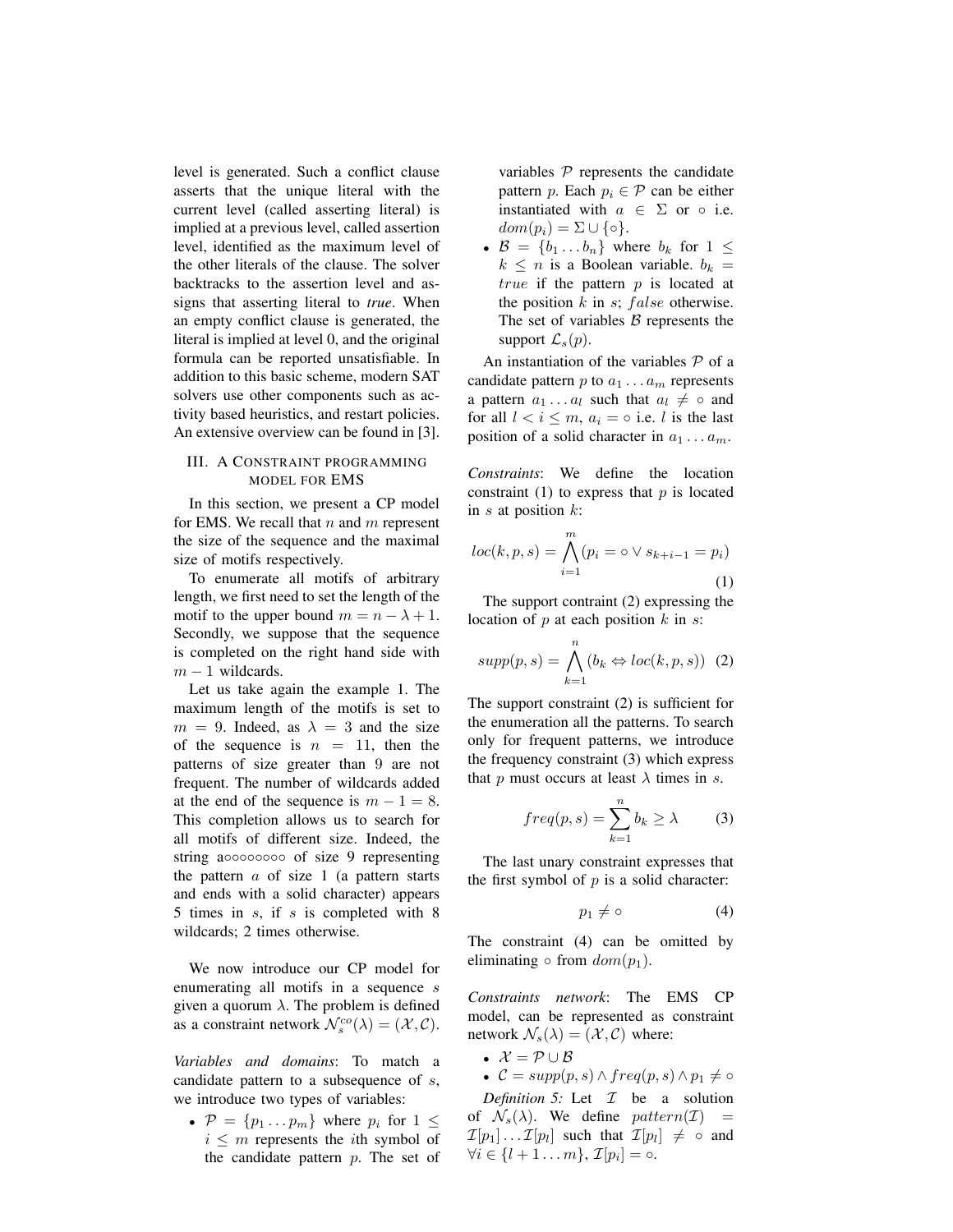level is generated. Such a conflict clause asserts that the unique literal with the current level (called asserting literal) is implied at a previous level, called assertion level, identified as the maximum level of the other literals of the clause. The solver backtracks to the assertion level and assigns that asserting literal to *true*. When an empty conflict clause is generated, the literal is implied at level 0, and the original formula can be reported unsatisfiable. In addition to this basic scheme, modern SAT solvers use other components such as activity based heuristics, and restart policies. An extensive overview can be found in [3].

## III. A Constraint programming model for EMS

In this section, we present a CP model for EMS. We recall that $n$ and $m$ represent the size of the sequence and the maximal size of motifs respectively.

To enumerate all motifs of arbitrary length, we first need to set the length of the motif to the upper bound $m = n - \lambda + 1$. Secondly, we suppose that the sequence is completed on the right hand side with $m - 1$ wildcards.

Let us take again the example 1. The maximum length of the motifs is set to $m = 9$. Indeed, as $\lambda = 3$ and the size of the sequence is $n = 11$, then the patterns of size greater than 9 are not frequent. The number of wildcards added at the end of the sequence is $m - 1 = 8$. This completion allows us to search for all motifs of different size. Indeed, the string a$\circ\circ\circ\circ\circ\circ\circ\circ$ of size 9 representing the pattern $a$ of size 1 (a pattern starts and ends with a solid character) appears 5 times in $s$, if $s$ is completed with 8 wildcards; 2 times otherwise.

We now introduce our CP model for enumerating all motifs in a sequence $s$ given a quorum $\lambda$. The problem is defined as a constraint network $\mathcal{N}_s^{co}(\lambda) = (\mathcal{X}, \mathcal{C})$.

*Variables and domains*: To match a candidate pattern to a subsequence of $s$, we introduce two types of variables:

- $\mathcal{P} = \{p_1 \dots p_m\}$ where $p_i$ for $1 \leq i \leq m$ represents the $i$th symbol of the candidate pattern $p$. The set of variables $\mathcal{P}$ represents the candidate pattern $p$. Each $p_i \in \mathcal{P}$ can be either instantiated with $a \in \Sigma$ or $\circ$ i.e. $dom(p_i) = \Sigma \cup \{\circ\}$.
- $\mathcal{B} = \{b_1 \dots b_n\}$ where $b_k$ for $1 \leq k \leq n$ is a Boolean variable. $b_k = true$ if the pattern $p$ is located at the position $k$ in $s$; $false$ otherwise. The set of variables $\mathcal{B}$ represents the support $\mathcal{L}_s(p)$.

An instantiation of the variables $\mathcal{P}$ of a candidate pattern $p$ to $a_1 \dots a_m$ represents a pattern $a_1 \dots a_l$ such that $a_l \neq \circ$ and for all $l < i \leq m$, $a_i = \circ$ i.e. $l$ is the last position of a solid character in $a_1 \dots a_m$.

*Constraints*: We define the location constraint (1) to express that $p$ is located in $s$ at position $k$:

$$loc(k, p, s) = \bigwedge_{i=1}^{m} (p_i = \circ \vee s_{k+i-1} = p_i) \quad (1)$$

The support contraint (2) expressing the location of $p$ at each position $k$ in $s$:

$$supp(p, s) = \bigwedge_{k=1}^{n} (b_k \Leftrightarrow loc(k, p, s)) \quad (2)$$

The support constraint (2) is sufficient for the enumeration all the patterns. To search only for frequent patterns, we introduce the frequency constraint (3) which express that $p$ must occurs at least $\lambda$ times in $s$.

$$freq(p, s) = \sum_{k=1}^{n} b_k \geq \lambda \quad (3)$$

The last unary constraint expresses that the first symbol of $p$ is a solid character:

$$p_1 \neq \circ \quad (4)$$

The constraint (4) can be omitted by eliminating $\circ$ from $dom(p_1)$.

*Constraints network*: The EMS CP model, can be represented as constraint network $\mathcal{N}_s(\lambda) = (\mathcal{X}, \mathcal{C})$ where:

- $\mathcal{X} = \mathcal{P} \cup \mathcal{B}$
- $\mathcal{C} = supp(p, s) \wedge freq(p, s) \wedge p_1 \neq \circ$

*Definition 5:* Let $\mathcal{I}$ be a solution of $\mathcal{N}_s(\lambda)$. We define $pattern(\mathcal{I}) = \mathcal{I}[p_1] \dots \mathcal{I}[p_l]$ such that $\mathcal{I}[p_l] \neq \circ$ and $\forall i \in \{l+1 \dots m\}, \mathcal{I}[p_i] = \circ$.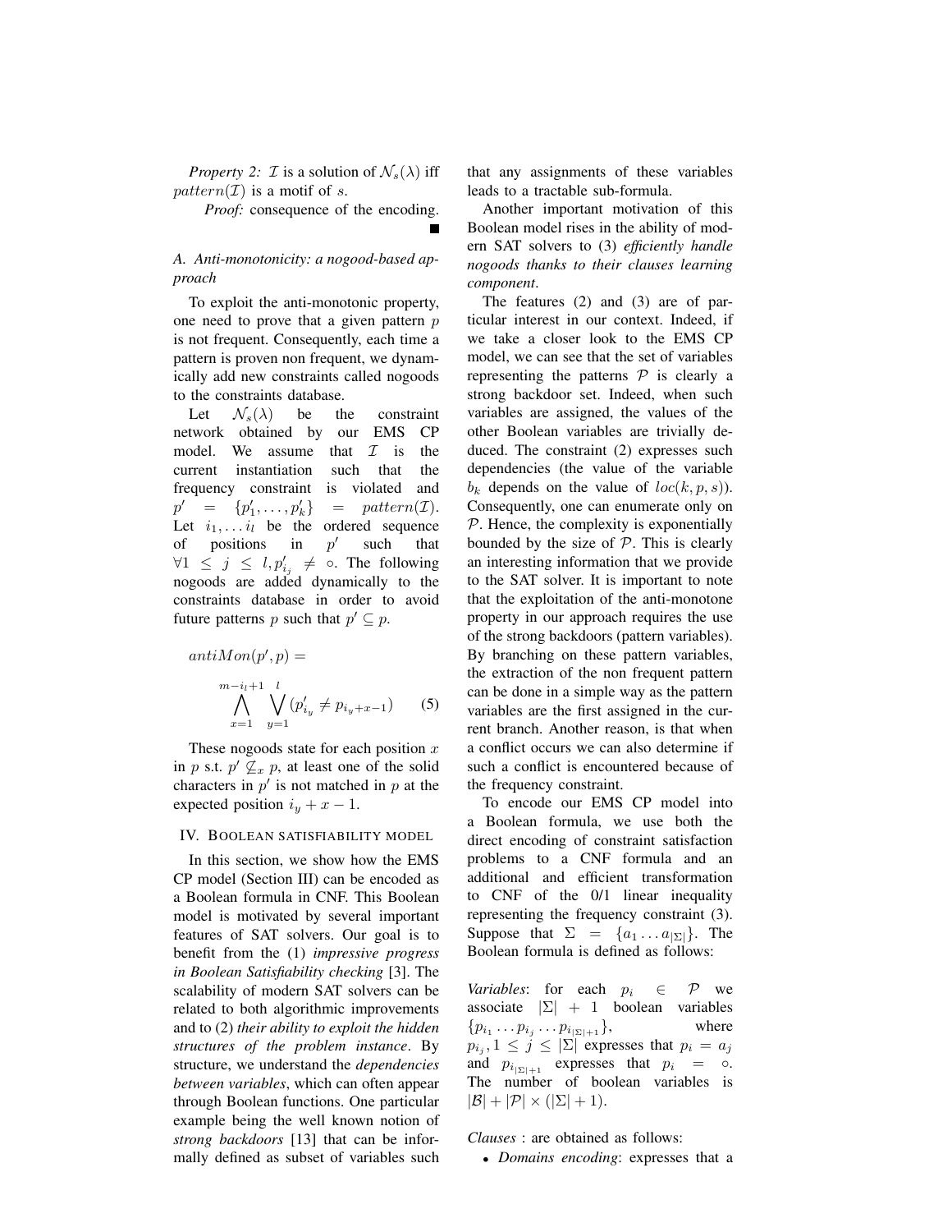*Property 2:* $\mathcal{I}$ is a solution of $\mathcal{N}_s(\lambda)$ iff $pattern(\mathcal{I})$ is a motif of $s$.

*Proof:* consequence of the encoding. ■

### A. Anti-monotonicity: a nogood-based approach

To exploit the anti-monotonic property, one need to prove that a given pattern $p$ is not frequent. Consequently, each time a pattern is proven non frequent, we dynamically add new constraints called nogoods to the constraints database.

Let $\mathcal{N}_s(\lambda)$ be the constraint network obtained by our EMS CP model. We assume that $\mathcal{I}$ is the current instantiation such that the frequency constraint is violated and $p' = \{p'_1, \ldots, p'_k\} = pattern(\mathcal{I})$. Let $i_1, \ldots i_l$ be the ordered sequence of positions in $p'$ such that $\forall 1 \leq j \leq l, p'_{i_j} \neq \circ$. The following nogoods are added dynamically to the constraints database in order to avoid future patterns $p$ such that $p' \subseteq p$.

$$antiMon(p', p) = \bigwedge_{x=1}^{m-i_l+1} \bigvee_{y=1}^{l} (p'_{i_y} \neq p_{i_y+x-1}) \quad (5)$$

These nogoods state for each position $x$ in $p$ s.t. $p' \not\subseteq_x p$, at least one of the solid characters in $p'$ is not matched in $p$ at the expected position $i_y + x - 1$.

## IV. Boolean satisfiability model

In this section, we show how the EMS CP model (Section III) can be encoded as a Boolean formula in CNF. This Boolean model is motivated by several important features of SAT solvers. Our goal is to benefit from the (1) *impressive progress in Boolean Satisfiability checking* [3]. The scalability of modern SAT solvers can be related to both algorithmic improvements and to (2) *their ability to exploit the hidden structures of the problem instance*. By structure, we understand the *dependencies between variables*, which can often appear through Boolean functions. One particular example being the well known notion of *strong backdoors* [13] that can be informally defined as subset of variables such that any assignments of these variables leads to a tractable sub-formula.

Another important motivation of this Boolean model rises in the ability of modern SAT solvers to (3) *efficiently handle nogoods thanks to their clauses learning component*.

The features (2) and (3) are of particular interest in our context. Indeed, if we take a closer look to the EMS CP model, we can see that the set of variables representing the patterns $\mathcal{P}$ is clearly a strong backdoor set. Indeed, when such variables are assigned, the values of the other Boolean variables are trivially deduced. The constraint (2) expresses such dependencies (the value of the variable $b_k$ depends on the value of $loc(k, p, s)$). Consequently, one can enumerate only on $\mathcal{P}$. Hence, the complexity is exponentially bounded by the size of $\mathcal{P}$. This is clearly an interesting information that we provide to the SAT solver. It is important to note that the exploitation of the anti-monotone property in our approach requires the use of the strong backdoors (pattern variables). By branching on these pattern variables, the extraction of the non frequent pattern can be done in a simple way as the pattern variables are the first assigned in the current branch. Another reason, is that when a conflict occurs we can also determine if such a conflict is encountered because of the frequency constraint.

To encode our EMS CP model into a Boolean formula, we use both the direct encoding of constraint satisfaction problems to a CNF formula and an additional and efficient transformation to CNF of the 0/1 linear inequality representing the frequency constraint (3). Suppose that $\Sigma = \{a_1 \ldots a_{|\Sigma|}\}$. The Boolean formula is defined as follows:

*Variables*: for each $p_i \in \mathcal{P}$ we associate $|\Sigma| + 1$ boolean variables $\{p_{i_1} \ldots p_{i_j} \ldots p_{i_{|\Sigma|+1}}\}$, where $p_{i_j}, 1 \leq j \leq |\Sigma|$ expresses that $p_i = a_j$ and $p_{i_{|\Sigma|+1}}$ expresses that $p_i = \circ$. The number of boolean variables is $|\mathcal{B}| + |\mathcal{P}| \times (|\Sigma| + 1)$.

*Clauses* : are obtained as follows:

- *Domains encoding*: expresses that a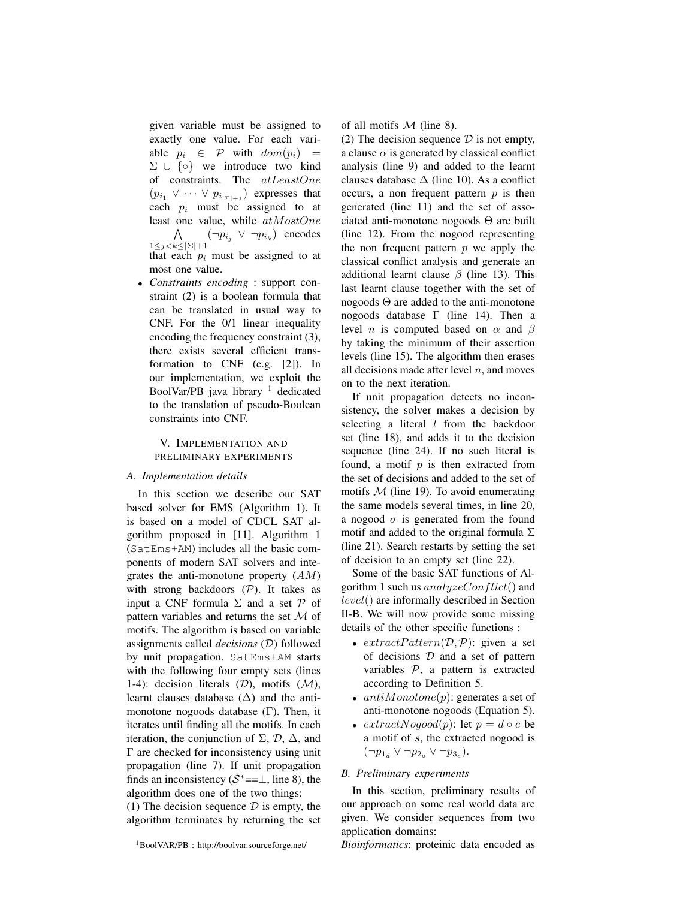given variable must be assigned to exactly one value. For each variable $p_i \in \mathcal{P}$ with $dom(p_i) = \Sigma \cup \{\circ\}$ we introduce two kind of constraints. The $atLeastOne$ $(p_{i_1} \vee \cdots \vee p_{i_{|\Sigma|+1}})$ expresses that each $p_i$ must be assigned to at least one value, while $atMostOne$ $\bigwedge_{1 \leq j < k \leq |\Sigma|+1} (\neg p_{i_j} \vee \neg p_{i_k})$ encodes that each $p_i$ must be assigned to at most one value.
- *Constraints encoding* : support constraint (2) is a boolean formula that can be translated in usual way to CNF. For the 0/1 linear inequality encoding the frequency constraint (3), there exists several efficient transformation to CNF (e.g. [2]). In our implementation, we exploit the BoolVar/PB java library [1] dedicated to the translation of pseudo-Boolean constraints into CNF.

## V. Implementation and preliminary experiments

### A. Implementation details

In this section we describe our SAT based solver for EMS (Algorithm 1). It is based on a model of CDCL SAT algorithm proposed in [11]. Algorithm 1 (`SatEms+AM`) includes all the basic components of modern SAT solvers and integrates the anti-monotone property ($AM$) with strong backdoors ($\mathcal{P}$). It takes as input a CNF formula $\Sigma$ and a set $\mathcal{P}$ of pattern variables and returns the set $\mathcal{M}$ of motifs. The algorithm is based on variable assignments called *decisions* ($\mathcal{D}$) followed by unit propagation. `SatEms+AM` starts with the following four empty sets (lines 1-4): decision literals ($\mathcal{D}$), motifs ($\mathcal{M}$), learnt clauses database ($\Delta$) and the anti-monotone nogoods database ($\Gamma$). Then, it iterates until finding all the motifs. In each iteration, the conjunction of $\Sigma$, $\mathcal{D}$, $\Delta$, and $\Gamma$ are checked for inconsistency using unit propagation (line 7). If unit propagation finds an inconsistency ($\mathcal{S}^*$==$\perp$, line 8), the algorithm does one of the two things:

(1) The decision sequence $\mathcal{D}$ is empty, the algorithm terminates by returning the set of all motifs $\mathcal{M}$ (line 8).

(2) The decision sequence $\mathcal{D}$ is not empty, a clause $\alpha$ is generated by classical conflict analysis (line 9) and added to the learnt clauses database $\Delta$ (line 10). As a conflict occurs, a non frequent pattern $p$ is then generated (line 11) and the set of associated anti-monotone nogoods $\Theta$ are built (line 12). From the nogood representing the non frequent pattern $p$ we apply the classical conflict analysis and generate an additional learnt clause $\beta$ (line 13). This last learnt clause together with the set of nogoods $\Theta$ are added to the anti-monotone nogoods database $\Gamma$ (line 14). Then a level $n$ is computed based on $\alpha$ and $\beta$ by taking the minimum of their assertion levels (line 15). The algorithm then erases all decisions made after level $n$, and moves on to the next iteration.

If unit propagation detects no inconsistency, the solver makes a decision by selecting a literal $l$ from the backdoor set (line 18), and adds it to the decision sequence (line 24). If no such literal is found, a motif $p$ is then extracted from the set of decisions and added to the set of motifs $\mathcal{M}$ (line 19). To avoid enumerating the same models several times, in line 20, a nogood $\sigma$ is generated from the found motif and added to the original formula $\Sigma$ (line 21). Search restarts by setting the set of decision to an empty set (line 22).

Some of the basic SAT functions of Algorithm 1 such us $analyzeConflict()$ and $level()$ are informally described in Section II-B. We will now provide some missing details of the other specific functions :

- $extractPattern(\mathcal{D}, \mathcal{P})$: given a set of decisions $\mathcal{D}$ and a set of pattern variables $\mathcal{P}$, a pattern is extracted according to Definition 5.
- $antiMonotone(p)$: generates a set of anti-monotone nogoods (Equation 5).
- $extractNogood(p)$: let $p = d \circ c$ be a motif of $s$, the extracted nogood is $(\neg p_{1_d} \vee \neg p_{2_\circ} \vee \neg p_{3_c})$.

### B. Preliminary experiments

In this section, preliminary results of our approach on some real world data are given. We consider sequences from two application domains:

*Bioinformatics*: proteinic data encoded as

[1] BoolVAR/PB : http://boolvar.sourceforge.net/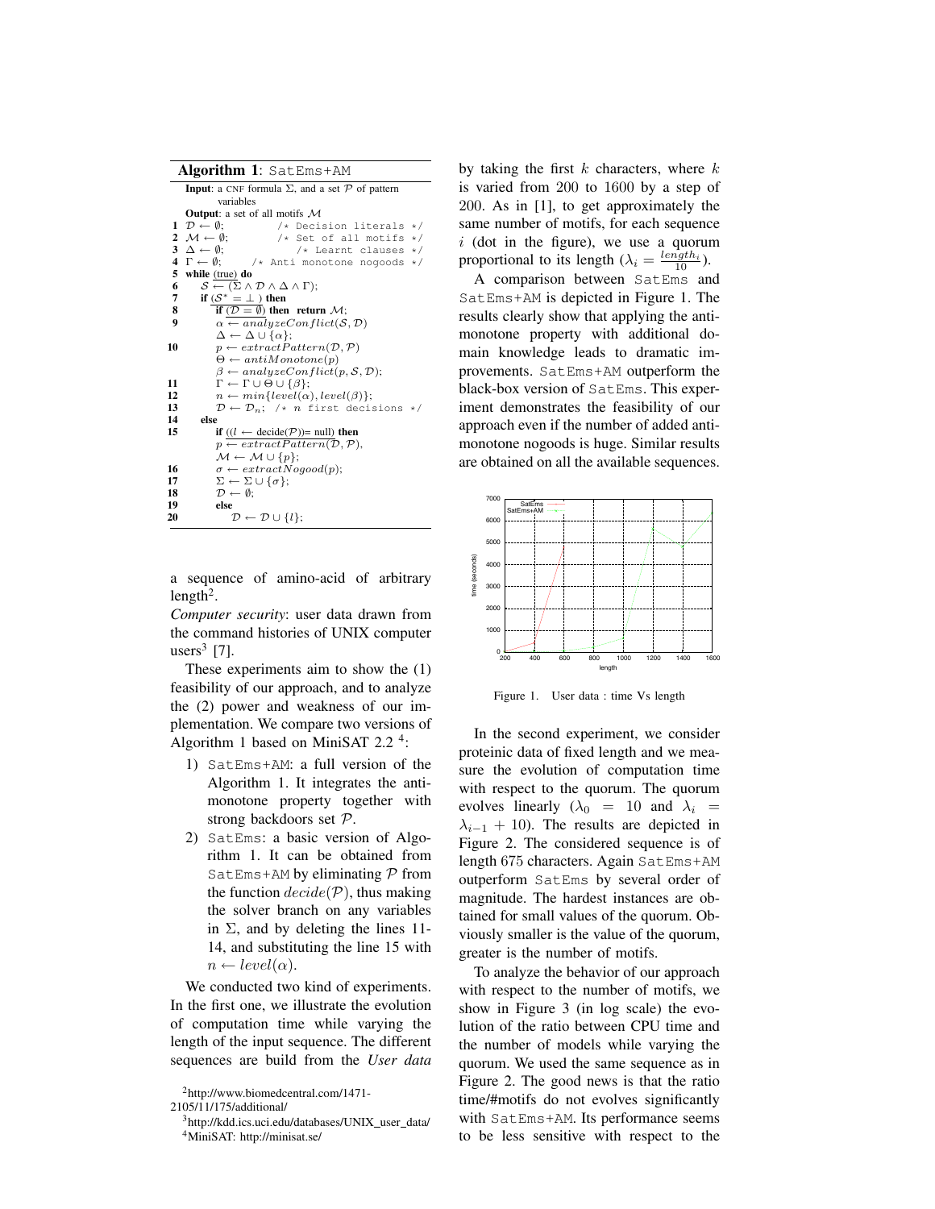**Algorithm 1**: SatEms+AM

**Input**: a CNF formula $\Sigma$, and a set $\mathcal{P}$ of pattern variables
**Output**: a set of all motifs $\mathcal{M}$

```
1  D ← ∅;                    /* Decision literals */
2  M ← ∅;                    /* Set of all motifs */
3  Δ ← ∅;                    /* Learnt clauses */
4  Γ ← ∅;                    /* Anti monotone nogoods */
5  while (true) do
6      S ← (Σ ∧ D ∧ Δ ∧ Γ);
7      if (S* = ⊥ ) then
8          if (D = ∅) then return M;
9          α ← analyzeConflict(S, D)
           Δ ← Δ ∪ {α};
10         p ← extractPattern(D, P)
           Θ ← antiMonotone(p)
           β ← analyzeConflict(p, S, D);
11         Γ ← Γ ∪ Θ ∪ {β};
12         n ← min{level(α), level(β)};
13         D ← D_n;  /* n first decisions */
14     else
15         if ((l ← decide(P))= null) then
               p ← extractPattern(D, P),
               M ← M ∪ {p};
16             σ ← extractNogood(p);
17             Σ ← Σ ∪ {σ};
18             D ← ∅;
19         else
20             D ← D ∪ {l};
```

a sequence of amino-acid of arbitrary length[2].

*Computer security*: user data drawn from the command histories of UNIX computer users[3] [7].

These experiments aim to show the (1) feasibility of our approach, and to analyze the (2) power and weakness of our implementation. We compare two versions of Algorithm 1 based on MiniSAT 2.2 [4]:

1) SatEms+AM: a full version of the Algorithm 1. It integrates the anti-monotone property together with strong backdoors set $\mathcal{P}$.
2) SatEms: a basic version of Algorithm 1. It can be obtained from SatEms+AM by eliminating $\mathcal{P}$ from the function $decide(\mathcal{P})$, thus making the solver branch on any variables in $\Sigma$, and by deleting the lines 11-14, and substituting the line 15 with $n \leftarrow level(\alpha)$.

We conducted two kind of experiments. In the first one, we illustrate the evolution of computation time while varying the length of the input sequence. The different sequences are build from the *User data* by taking the first $k$ characters, where $k$ is varied from 200 to 1600 by a step of 200. As in [1], to get approximately the same number of motifs, for each sequence $i$ (dot in the figure), we use a quorum proportional to its length ($\lambda_i = \frac{length_i}{10}$).

A comparison between SatEms and SatEms+AM is depicted in Figure 1. The results clearly show that applying the anti-monotone property with additional domain knowledge leads to dramatic improvements. SatEms+AM outperform the black-box version of SatEms. This experiment demonstrates the feasibility of our approach even if the number of added anti-monotone nogoods is huge. Similar results are obtained on all the available sequences.

Figure 1. User data : time Vs length

In the second experiment, we consider proteinic data of fixed length and we measure the evolution of computation time with respect to the quorum. The quorum evolves linearly ($\lambda_0 = 10$ and $\lambda_i = \lambda_{i-1} + 10$). The results are depicted in Figure 2. The considered sequence is of length 675 characters. Again SatEms+AM outperform SatEms by several order of magnitude. The hardest instances are obtained for small values of the quorum. Obviously smaller is the value of the quorum, greater is the number of motifs.

To analyze the behavior of our approach with respect to the number of motifs, we show in Figure 3 (in log scale) the evolution of the ratio between CPU time and the number of models while varying the quorum. We used the same sequence as in Figure 2. The good news is that the ratio time/#motifs do not evolves significantly with SatEms+AM. Its performance seems to be less sensitive with respect to the

[2] http://www.biomedcentral.com/1471-2105/11/175/additional/

[3] http://kdd.ics.uci.edu/databases/UNIX_user_data/

[4] MiniSAT: http://minisat.se/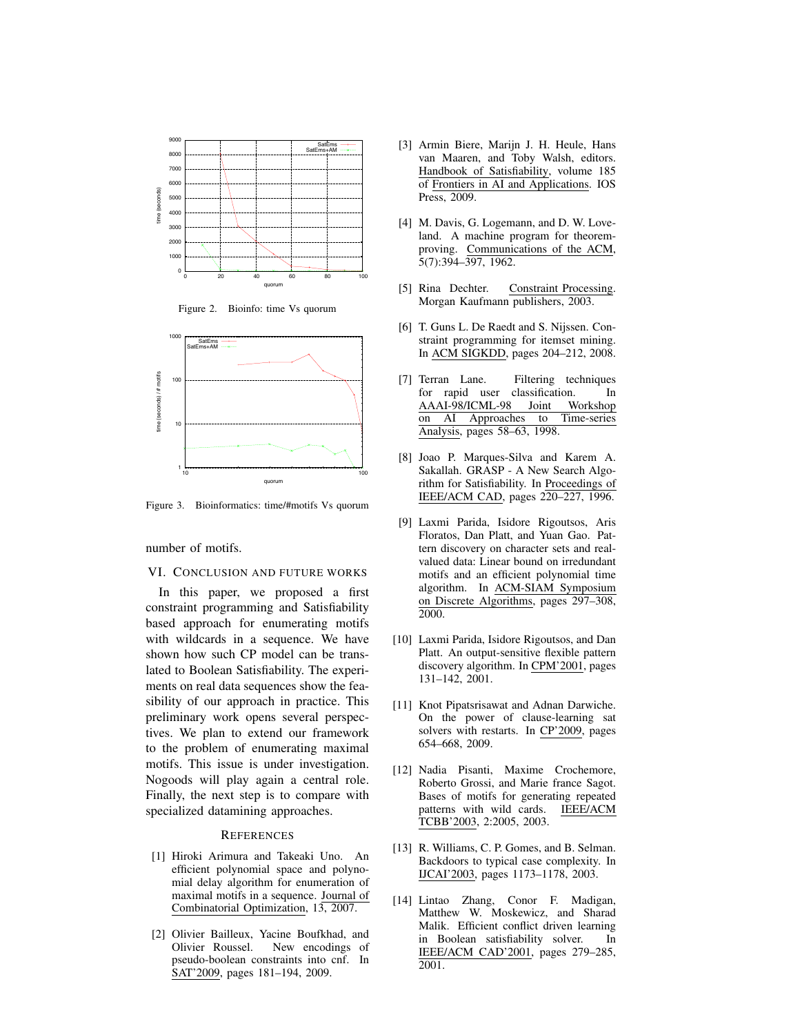9000
8000
7000
6000
5000
4000
3000
2000
1000
0

time (seconds)

0 20 40 60 80 100

quorum

SatEms
SatEms+AM

Figure 2. Bioinfo: time Vs quorum

1000
100
10
1

time (seconds) / # motifs

10 100

quorum

SatEms
SatEms+AM

Figure 3. Bioinformatics: time/#motifs Vs quorum

number of motifs.

## VI. Conclusion and Future Works

In this paper, we proposed a first constraint programming and Satisfiability based approach for enumerating motifs with wildcards in a sequence. We have shown how such CP model can be translated to Boolean Satisfiability. The experiments on real data sequences show the feasibility of our approach in practice. This preliminary work opens several perspectives. We plan to extend our framework to the problem of enumerating maximal motifs. This issue is under investigation. Nogoods will play again a central role. Finally, the next step is to compare with specialized datamining approaches.

## References

[1] Hiroki Arimura and Takeaki Uno. An efficient polynomial space and polynomial delay algorithm for enumeration of maximal motifs in a sequence. Journal of Combinatorial Optimization, 13, 2007.

[2] Olivier Bailleux, Yacine Boufkhad, and Olivier Roussel. New encodings of pseudo-boolean constraints into cnf. In SAT'2009, pages 181–194, 2009.

[3] Armin Biere, Marijn J. H. Heule, Hans van Maaren, and Toby Walsh, editors. Handbook of Satisfiability, volume 185 of Frontiers in AI and Applications. IOS Press, 2009.

[4] M. Davis, G. Logemann, and D. W. Loveland. A machine program for theorem-proving. Communications of the ACM, 5(7):394–397, 1962.

[5] Rina Dechter. Constraint Processing. Morgan Kaufmann publishers, 2003.

[6] T. Guns L. De Raedt and S. Nijssen. Constraint programming for itemset mining. In ACM SIGKDD, pages 204–212, 2008.

[7] Terran Lane. Filtering techniques for rapid user classification. In AAAI-98/ICML-98 Joint Workshop on AI Approaches to Time-series Analysis, pages 58–63, 1998.

[8] Joao P. Marques-Silva and Karem A. Sakallah. GRASP - A New Search Algorithm for Satisfiability. In Proceedings of IEEE/ACM CAD, pages 220–227, 1996.

[9] Laxmi Parida, Isidore Rigoutsos, Aris Floratos, Dan Platt, and Yuan Gao. Pattern discovery on character sets and real-valued data: Linear bound on irredundant motifs and an efficient polynomial time algorithm. In ACM-SIAM Symposium on Discrete Algorithms, pages 297–308, 2000.

[10] Laxmi Parida, Isidore Rigoutsos, and Dan Platt. An output-sensitive flexible pattern discovery algorithm. In CPM'2001, pages 131–142, 2001.

[11] Knot Pipatsrisawat and Adnan Darwiche. On the power of clause-learning sat solvers with restarts. In CP'2009, pages 654–668, 2009.

[12] Nadia Pisanti, Maxime Crochemore, Roberto Grossi, and Marie france Sagot. Bases of motifs for generating repeated patterns with wild cards. IEEE/ACM TCBB'2003, 2:2005, 2003.

[13] R. Williams, C. P. Gomes, and B. Selman. Backdoors to typical case complexity. In IJCAI'2003, pages 1173–1178, 2003.

[14] Lintao Zhang, Conor F. Madigan, Matthew W. Moskewicz, and Sharad Malik. Efficient conflict driven learning in Boolean satisfiability solver. In IEEE/ACM CAD'2001, pages 279–285, 2001.